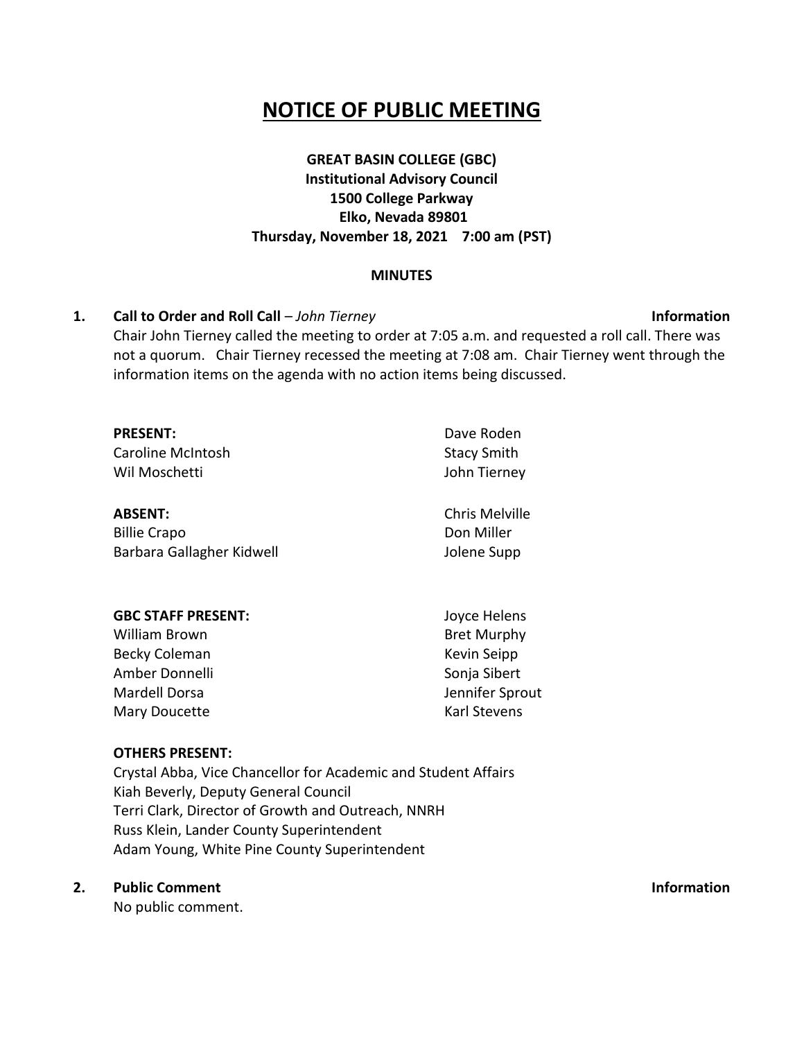# NOTICE OF PUBLIC MEETING

**GREAT BASIN COLLEGE (GBC)**
**Institutional Advisory Council**
**1500 College Parkway**
**Elko, Nevada 89801**
**Thursday, November 18, 2021 7:00 am (PST)**

**MINUTES**

**1. Call to Order and Roll Call** – *John Tierney* **Information**

Chair John Tierney called the meeting to order at 7:05 a.m. and requested a roll call. There was not a quorum. Chair Tierney recessed the meeting at 7:08 am. Chair Tierney went through the information items on the agenda with no action items being discussed.

**PRESENT:**
Caroline McIntosh
Wil Moschetti
Dave Roden
Stacy Smith
John Tierney

**ABSENT:**
Billie Crapo
Barbara Gallagher Kidwell
Chris Melville
Don Miller
Jolene Supp

**GBC STAFF PRESENT:**
William Brown
Becky Coleman
Amber Donnelli
Mardell Dorsa
Mary Doucette
Joyce Helens
Bret Murphy
Kevin Seipp
Sonja Sibert
Jennifer Sprout
Karl Stevens

**OTHERS PRESENT:**
Crystal Abba, Vice Chancellor for Academic and Student Affairs
Kiah Beverly, Deputy General Council
Terri Clark, Director of Growth and Outreach, NNRH
Russ Klein, Lander County Superintendent
Adam Young, White Pine County Superintendent

**2. Public Comment** **Information**

No public comment.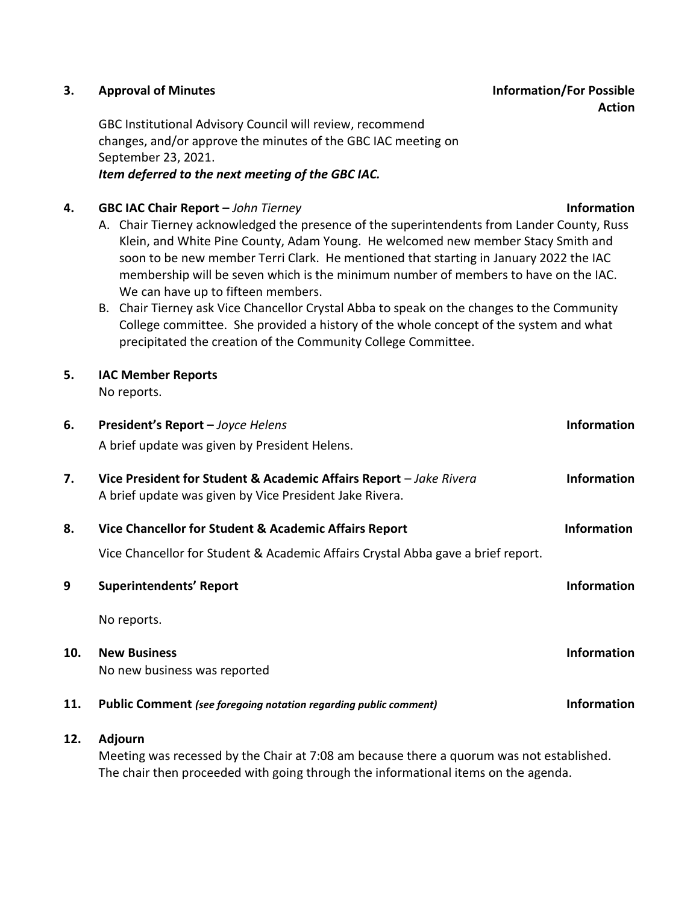**3. Approval of Minutes** **Information/For Possible Action**

GBC Institutional Advisory Council will review, recommend changes, and/or approve the minutes of the GBC IAC meeting on September 23, 2021.
***Item deferred to the next meeting of the GBC IAC.***

**4. GBC IAC Chair Report –** ***John Tierney*** **Information**

A. Chair Tierney acknowledged the presence of the superintendents from Lander County, Russ Klein, and White Pine County, Adam Young. He welcomed new member Stacy Smith and soon to be new member Terri Clark. He mentioned that starting in January 2022 the IAC membership will be seven which is the minimum number of members to have on the IAC. We can have up to fifteen members.

B. Chair Tierney ask Vice Chancellor Crystal Abba to speak on the changes to the Community College committee. She provided a history of the whole concept of the system and what precipitated the creation of the Community College Committee.

**5. IAC Member Reports**

No reports.

**6. President's Report –** ***Joyce Helens*** **Information**

A brief update was given by President Helens.

**7. Vice President for Student & Academic Affairs Report** – *Jake Rivera* **Information**

A brief update was given by Vice President Jake Rivera.

**8. Vice Chancellor for Student & Academic Affairs Report** **Information**

Vice Chancellor for Student & Academic Affairs Crystal Abba gave a brief report.

**9 Superintendents' Report** **Information**

No reports.

**10. New Business** **Information**

No new business was reported

**11. Public Comment** ***(see foregoing notation regarding public comment)*** **Information**

**12. Adjourn**

Meeting was recessed by the Chair at 7:08 am because there a quorum was not established. The chair then proceeded with going through the informational items on the agenda.